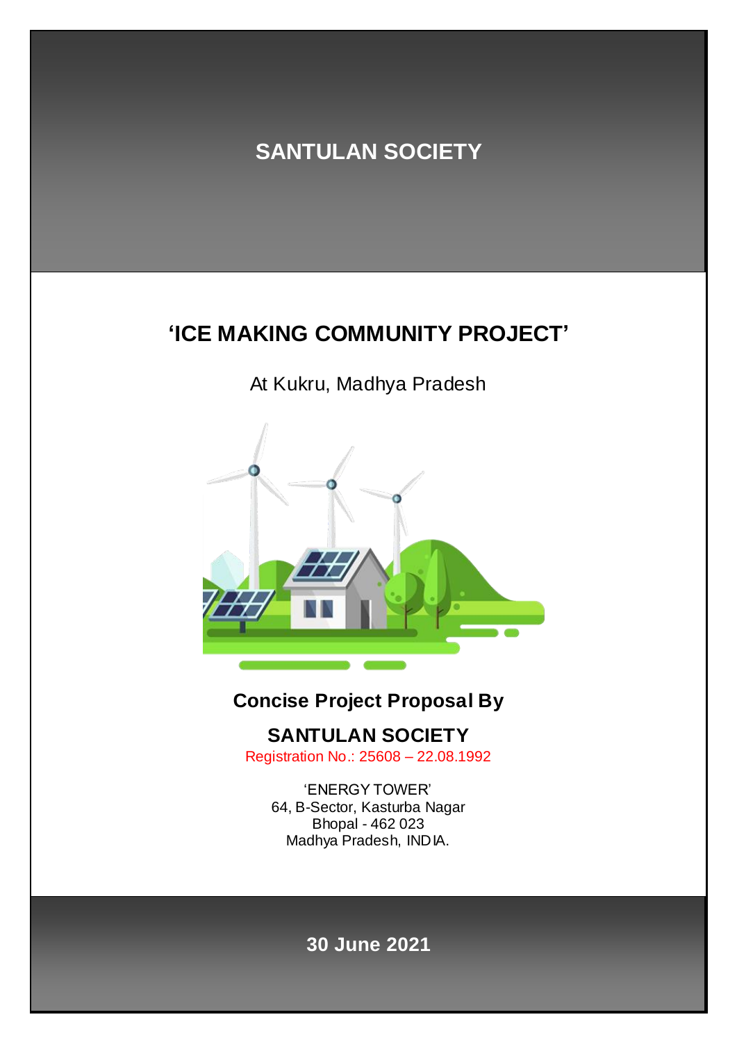# SANTULAN SOCIETY

## 'ICE MAKING COMMUNITY PROJECT'

At Kukru, Madhya Pradesh

**Concise Project Proposal By**

**SANTULAN SOCIETY**

Registration No.: 25608 – 22.08.1992

'ENERGY TOWER'
64, B-Sector, Kasturba Nagar
Bhopal - 462 023
Madhya Pradesh, INDIA.

**30 June 2021**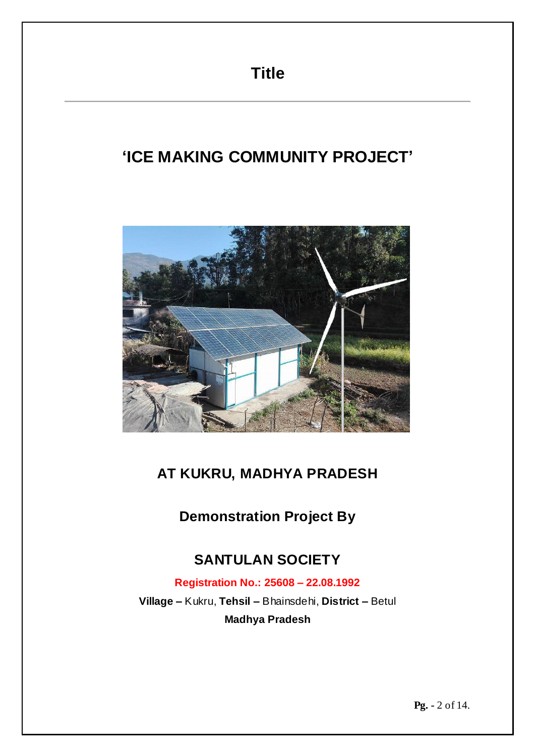# Title

## 'ICE MAKING COMMUNITY PROJECT'

## AT KUKRU, MADHYA PRADESH

### Demonstration Project By

## SANTULAN SOCIETY

**Registration No.: 25608 – 22.08.1992**

**Village –** Kukru, **Tehsil –** Bhainsdehi, **District –** Betul

**Madhya Pradesh**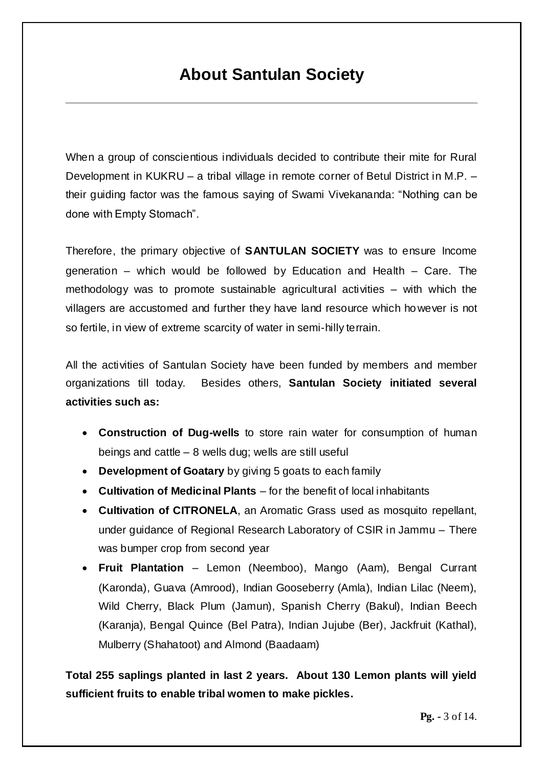# About Santulan Society

When a group of conscientious individuals decided to contribute their mite for Rural Development in KUKRU – a tribal village in remote corner of Betul District in M.P. – their guiding factor was the famous saying of Swami Vivekananda: "Nothing can be done with Empty Stomach".

Therefore, the primary objective of **SANTULAN SOCIETY** was to ensure Income generation – which would be followed by Education and Health – Care. The methodology was to promote sustainable agricultural activities – with which the villagers are accustomed and further they have land resource which however is not so fertile, in view of extreme scarcity of water in semi-hilly terrain.

All the activities of Santulan Society have been funded by members and member organizations till today. Besides others, **Santulan Society initiated several activities such as:**

- **Construction of Dug-wells** to store rain water for consumption of human beings and cattle – 8 wells dug; wells are still useful
- **Development of Goatary** by giving 5 goats to each family
- **Cultivation of Medicinal Plants** – for the benefit of local inhabitants
- **Cultivation of CITRONELA**, an Aromatic Grass used as mosquito repellant, under guidance of Regional Research Laboratory of CSIR in Jammu – There was bumper crop from second year
- **Fruit Plantation** – Lemon (Neemboo), Mango (Aam), Bengal Currant (Karonda), Guava (Amrood), Indian Gooseberry (Amla), Indian Lilac (Neem), Wild Cherry, Black Plum (Jamun), Spanish Cherry (Bakul), Indian Beech (Karanja), Bengal Quince (Bel Patra), Indian Jujube (Ber), Jackfruit (Kathal), Mulberry (Shahatoot) and Almond (Baadaam)

**Total 255 saplings planted in last 2 years. About 130 Lemon plants will yield sufficient fruits to enable tribal women to make pickles.**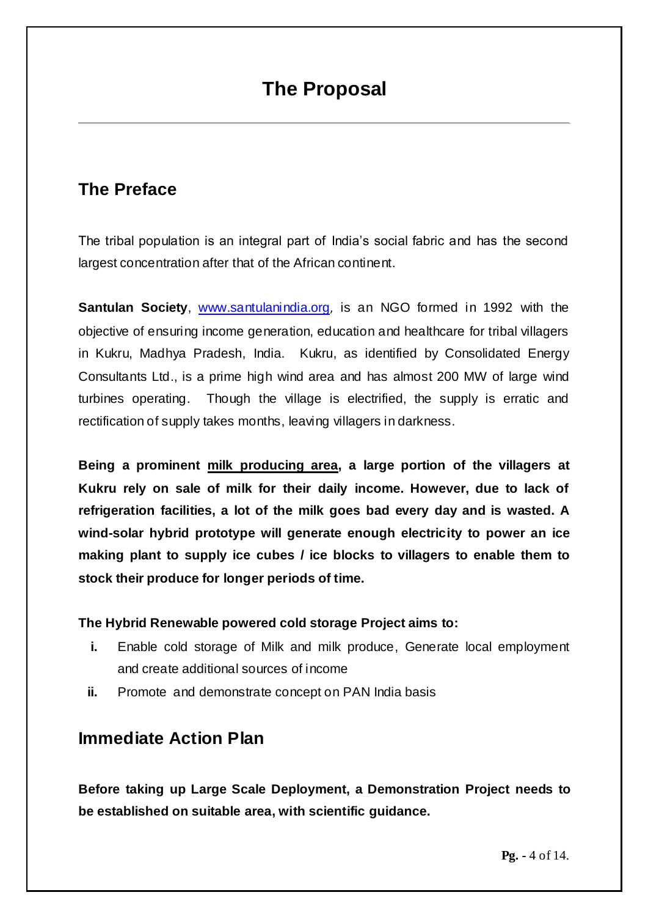# The Proposal

## The Preface

The tribal population is an integral part of India's social fabric and has the second largest concentration after that of the African continent.

**Santulan Society**, [www.santulanindia.org](http://www.santulanindia.org), is an NGO formed in 1992 with the objective of ensuring income generation, education and healthcare for tribal villagers in Kukru, Madhya Pradesh, India. Kukru, as identified by Consolidated Energy Consultants Ltd., is a prime high wind area and has almost 200 MW of large wind turbines operating. Though the village is electrified, the supply is erratic and rectification of supply takes months, leaving villagers in darkness.

**Being a prominent <u>milk producing area</u>, a large portion of the villagers at Kukru rely on sale of milk for their daily income. However, due to lack of refrigeration facilities, a lot of the milk goes bad every day and is wasted. A wind-solar hybrid prototype will generate enough electricity to power an ice making plant to supply ice cubes / ice blocks to villagers to enable them to stock their produce for longer periods of time.**

**The Hybrid Renewable powered cold storage Project aims to:**

- **i.** Enable cold storage of Milk and milk produce, Generate local employment and create additional sources of income
- **ii.** Promote and demonstrate concept on PAN India basis

## Immediate Action Plan

**Before taking up Large Scale Deployment, a Demonstration Project needs to be established on suitable area, with scientific guidance.**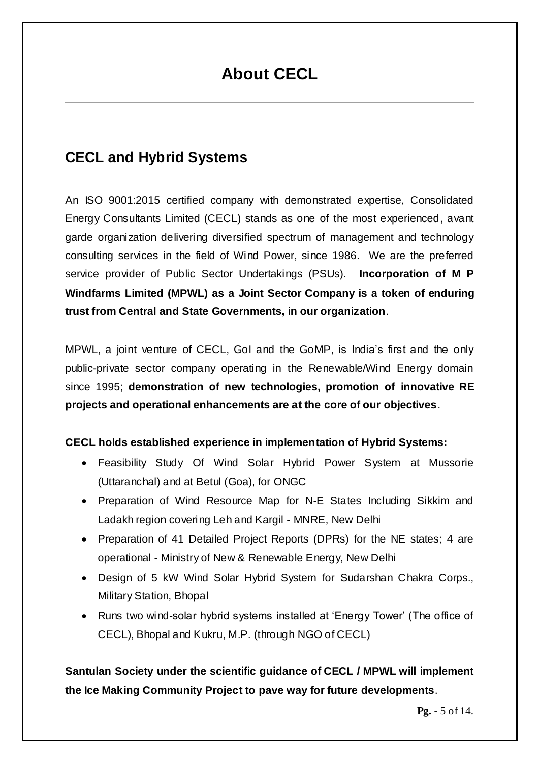# About CECL

## CECL and Hybrid Systems

An ISO 9001:2015 certified company with demonstrated expertise, Consolidated Energy Consultants Limited (CECL) stands as one of the most experienced, avant garde organization delivering diversified spectrum of management and technology consulting services in the field of Wind Power, since 1986. We are the preferred service provider of Public Sector Undertakings (PSUs). **Incorporation of M P Windfarms Limited (MPWL) as a Joint Sector Company is a token of enduring trust from Central and State Governments, in our organization**.

MPWL, a joint venture of CECL, GoI and the GoMP, is India's first and the only public-private sector company operating in the Renewable/Wind Energy domain since 1995; **demonstration of new technologies, promotion of innovative RE projects and operational enhancements are at the core of our objectives**.

**CECL holds established experience in implementation of Hybrid Systems:**

- Feasibility Study Of Wind Solar Hybrid Power System at Mussorie (Uttaranchal) and at Betul (Goa), for ONGC
- Preparation of Wind Resource Map for N-E States Including Sikkim and Ladakh region covering Leh and Kargil - MNRE, New Delhi
- Preparation of 41 Detailed Project Reports (DPRs) for the NE states; 4 are operational - Ministry of New & Renewable Energy, New Delhi
- Design of 5 kW Wind Solar Hybrid System for Sudarshan Chakra Corps., Military Station, Bhopal
- Runs two wind-solar hybrid systems installed at 'Energy Tower' (The office of CECL), Bhopal and Kukru, M.P. (through NGO of CECL)

**Santulan Society under the scientific guidance of CECL / MPWL will implement the Ice Making Community Project to pave way for future developments**.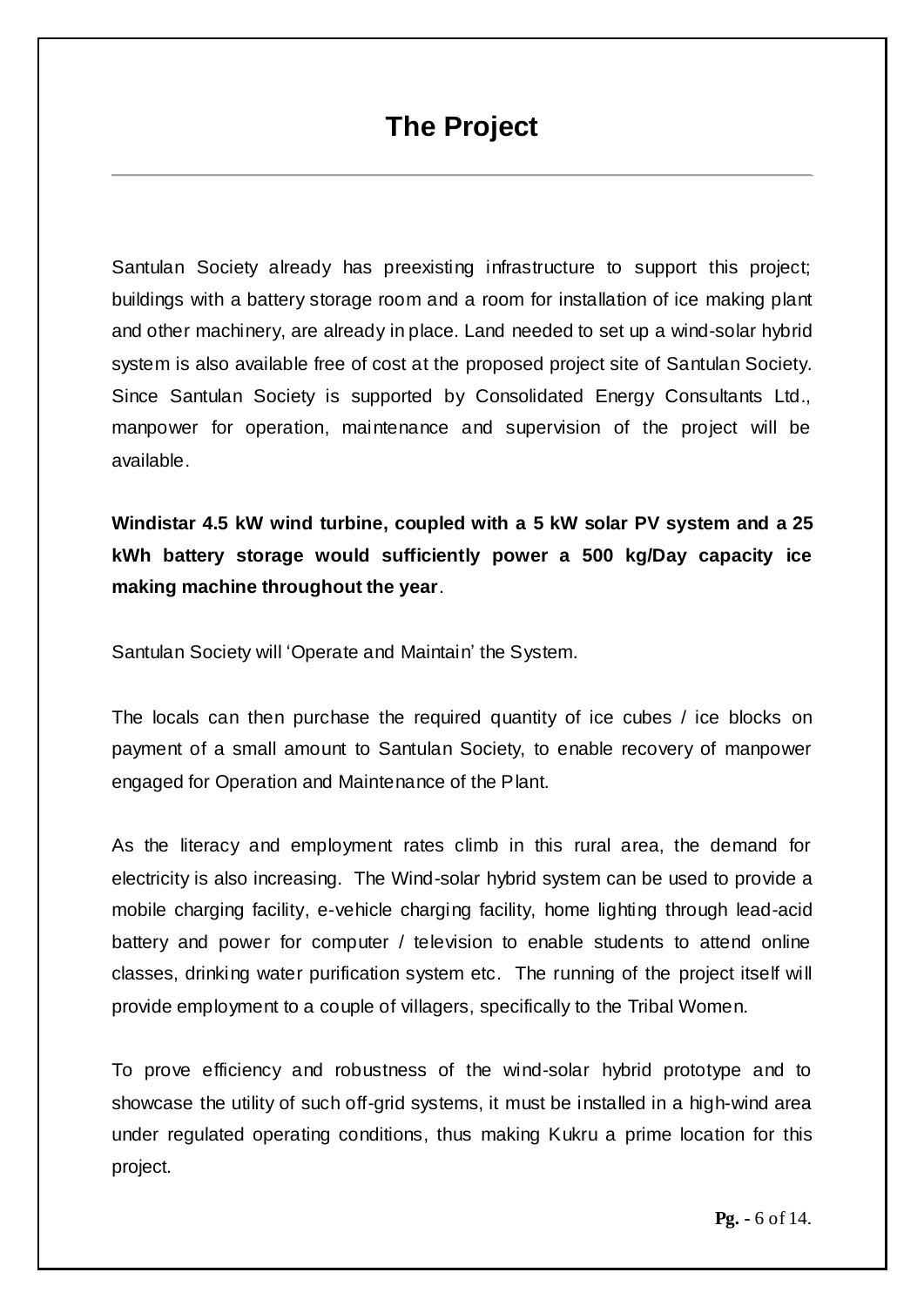# The Project

Santulan Society already has preexisting infrastructure to support this project; buildings with a battery storage room and a room for installation of ice making plant and other machinery, are already in place. Land needed to set up a wind-solar hybrid system is also available free of cost at the proposed project site of Santulan Society. Since Santulan Society is supported by Consolidated Energy Consultants Ltd., manpower for operation, maintenance and supervision of the project will be available.

**Windistar 4.5 kW wind turbine, coupled with a 5 kW solar PV system and a 25 kWh battery storage would sufficiently power a 500 kg/Day capacity ice making machine throughout the year**.

Santulan Society will 'Operate and Maintain' the System.

The locals can then purchase the required quantity of ice cubes / ice blocks on payment of a small amount to Santulan Society, to enable recovery of manpower engaged for Operation and Maintenance of the Plant.

As the literacy and employment rates climb in this rural area, the demand for electricity is also increasing. The Wind-solar hybrid system can be used to provide a mobile charging facility, e-vehicle charging facility, home lighting through lead-acid battery and power for computer / television to enable students to attend online classes, drinking water purification system etc. The running of the project itself will provide employment to a couple of villagers, specifically to the Tribal Women.

To prove efficiency and robustness of the wind-solar hybrid prototype and to showcase the utility of such off-grid systems, it must be installed in a high-wind area under regulated operating conditions, thus making Kukru a prime location for this project.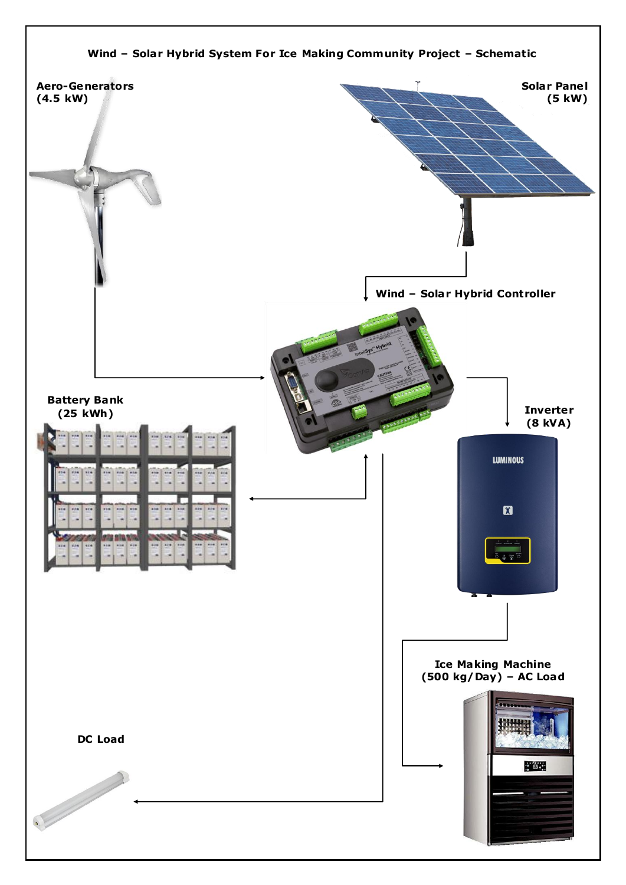Wind – Solar Hybrid System For Ice Making Community Project – Schematic

Aero-Generators (4.5 kW)

Solar Panel (5 kW)

Wind – Solar Hybrid Controller

Battery Bank (25 kWh)

Inverter (8 kVA)

Ice Making Machine (500 kg/Day) – AC Load

DC Load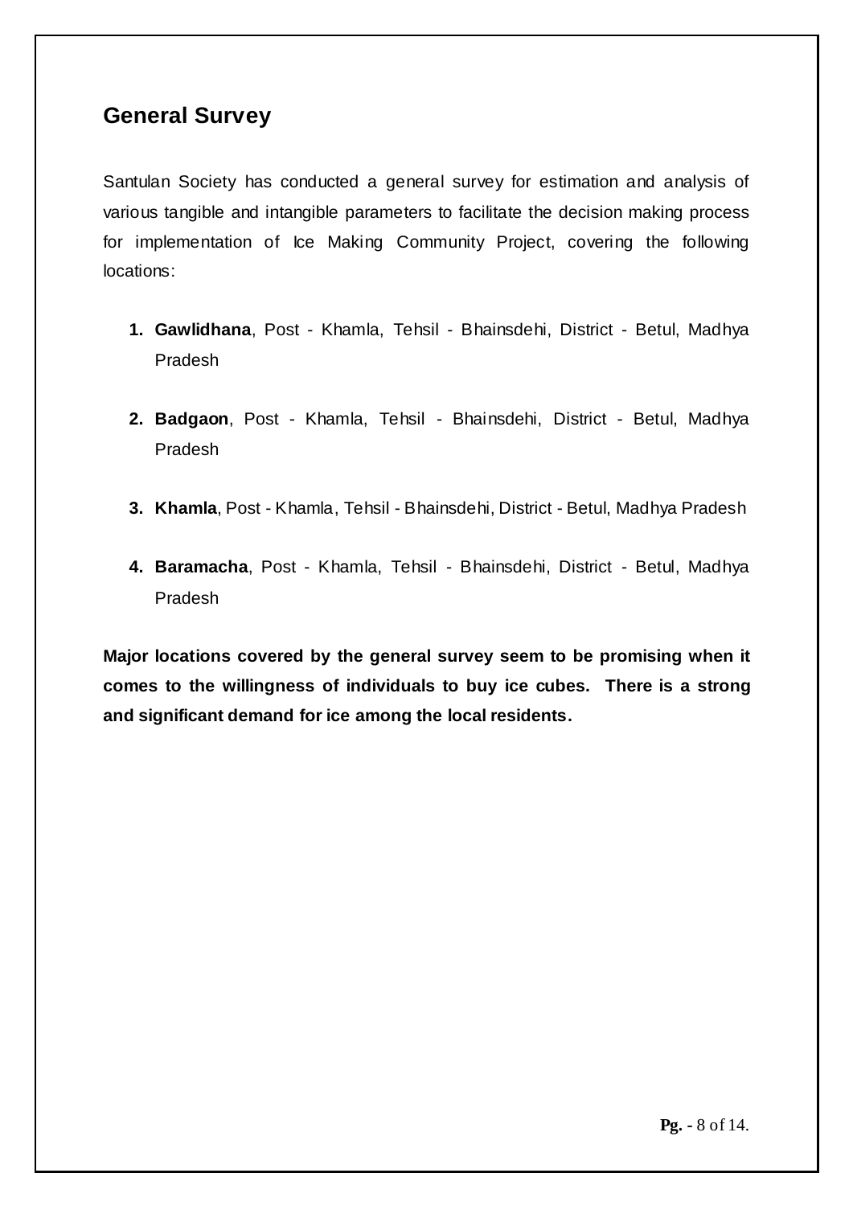## General Survey

Santulan Society has conducted a general survey for estimation and analysis of various tangible and intangible parameters to facilitate the decision making process for implementation of Ice Making Community Project, covering the following locations:

1. **Gawlidhana**, Post - Khamla, Tehsil - Bhainsdehi, District - Betul, Madhya Pradesh
2. **Badgaon**, Post - Khamla, Tehsil - Bhainsdehi, District - Betul, Madhya Pradesh
3. **Khamla**, Post - Khamla, Tehsil - Bhainsdehi, District - Betul, Madhya Pradesh
4. **Baramacha**, Post - Khamla, Tehsil - Bhainsdehi, District - Betul, Madhya Pradesh

**Major locations covered by the general survey seem to be promising when it comes to the willingness of individuals to buy ice cubes. There is a strong and significant demand for ice among the local residents.**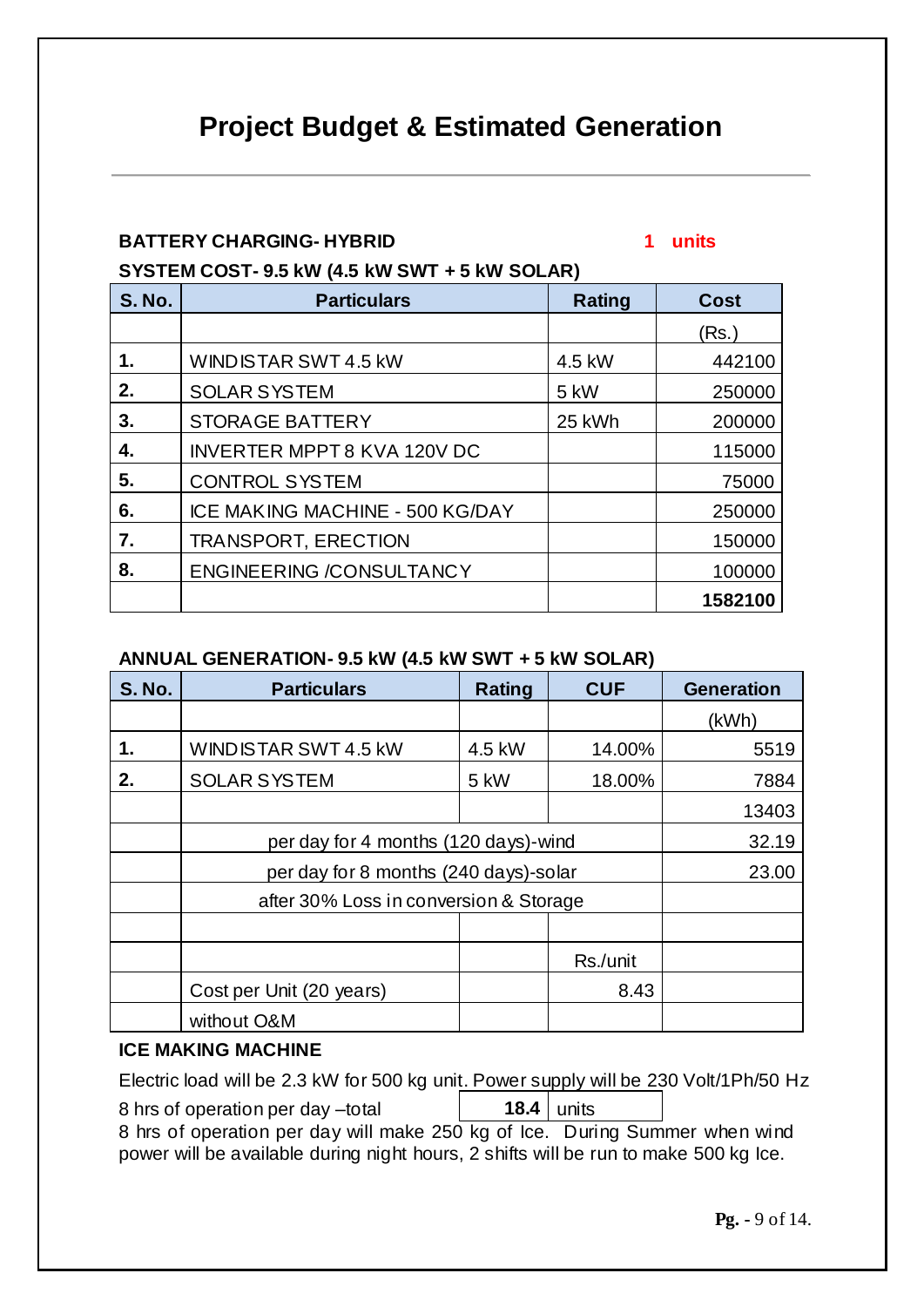# Project Budget & Estimated Generation

**BATTERY CHARGING- HYBRID** **1 units**

**SYSTEM COST- 9.5 kW (4.5 kW SWT + 5 kW SOLAR)**

| S. No. | Particulars | Rating | Cost |
|---|---|---|---|
| | | | (Rs.) |
| 1. | WINDISTAR SWT 4.5 kW | 4.5 kW | 442100 |
| 2. | SOLAR SYSTEM | 5 kW | 250000 |
| 3. | STORAGE BATTERY | 25 kWh | 200000 |
| 4. | INVERTER MPPT 8 KVA 120V DC | | 115000 |
| 5. | CONTROL SYSTEM | | 75000 |
| 6. | ICE MAKING MACHINE - 500 KG/DAY | | 250000 |
| 7. | TRANSPORT, ERECTION | | 150000 |
| 8. | ENGINEERING /CONSULTANCY | | 100000 |
| | | | **1582100** |

**ANNUAL GENERATION- 9.5 kW (4.5 kW SWT + 5 kW SOLAR)**

| S. No. | Particulars | Rating | CUF | Generation |
|---|---|---|---|---|
| | | | | (kWh) |
| 1. | WINDISTAR SWT 4.5 kW | 4.5 kW | 14.00% | 5519 |
| 2. | SOLAR SYSTEM | 5 kW | 18.00% | 7884 |
| | | | | 13403 |
| | per day for 4 months (120 days)-wind | | | 32.19 |
| | per day for 8 months (240 days)-solar | | | 23.00 |
| | after 30% Loss in conversion & Storage | | | |
| | | | | |
| | | | Rs./unit | |
| | Cost per Unit (20 years) | | 8.43 | |
| | without O&M | | | |

**ICE MAKING MACHINE**

Electric load will be 2.3 kW for 500 kg unit. Power supply will be 230 Volt/1Ph/50 Hz

8 hrs of operation per day –total **18.4** units

8 hrs of operation per day will make 250 kg of Ice. During Summer when wind power will be available during night hours, 2 shifts will be run to make 500 kg Ice.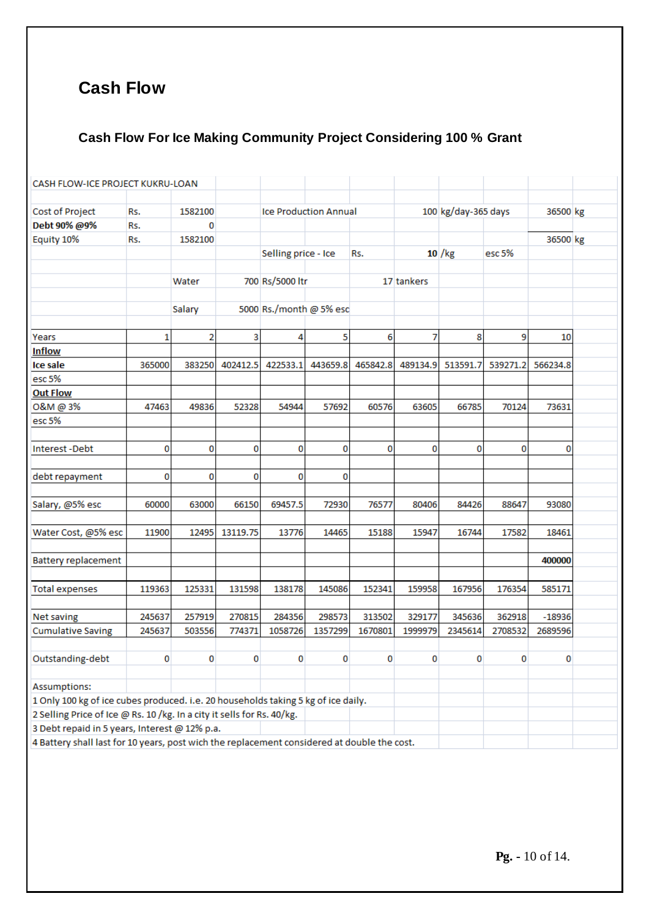# Cash Flow

## Cash Flow For Ice Making Community Project Considering 100 % Grant

| CASH FLOW-ICE PROJECT KUKRU-LOAN | | | | | | | | | | |
|---|---|---|---|---|---|---|---|---|---|---|
| Cost of Project | Rs. | 1582100 | | Ice Production Annual | | | 100 | kg/day-365 days | | 36500 kg |
| **Debt 90% @9%** | Rs. | 0 | | | | | | | | |
| Equity 10% | Rs. | 1582100 | | | | | | | | 36500 kg |
| | | | | Selling price - Ice | Rs. | | **10** | /kg | esc 5% | |
| | | Water | 700 | Rs/5000 ltr | | 17 | tankers | | | |
| | | Salary | 5000 | Rs./month @ 5% esc | | | | | | |
| Years | 1 | 2 | 3 | 4 | 5 | 6 | 7 | 8 | 9 | 10 |
| **Inflow** | | | | | | | | | | |
| **Ice sale** | 365000 | 383250 | 402412.5 | 422533.1 | 443659.8 | 465842.8 | 489134.9 | 513591.7 | 539271.2 | 566234.8 |
| esc 5% | | | | | | | | | | |
| **Out Flow** | | | | | | | | | | |
| O&M @ 3% | 47463 | 49836 | 52328 | 54944 | 57692 | 60576 | 63605 | 66785 | 70124 | 73631 |
| esc 5% | | | | | | | | | | |
| Interest -Debt | 0 | 0 | 0 | 0 | 0 | 0 | 0 | 0 | 0 | 0 |
| debt repayment | 0 | 0 | 0 | 0 | 0 | | | | | |
| Salary, @5% esc | 60000 | 63000 | 66150 | 69457.5 | 72930 | 76577 | 80406 | 84426 | 88647 | 93080 |
| Water Cost, @5% esc | 11900 | 12495 | 13119.75 | 13776 | 14465 | 15188 | 15947 | 16744 | 17582 | 18461 |
| Battery replacement | | | | | | | | | | **400000** |
| Total expenses | 119363 | 125331 | 131598 | 138178 | 145086 | 152341 | 159958 | 167956 | 176354 | 585171 |
| Net saving | 245637 | 257919 | 270815 | 284356 | 298573 | 313502 | 329177 | 345636 | 362918 | -18936 |
| Cumulative Saving | 245637 | 503556 | 774371 | 1058726 | 1357299 | 1670801 | 1999979 | 2345614 | 2708532 | 2689596 |
| Outstanding-debt | 0 | 0 | 0 | 0 | 0 | 0 | 0 | 0 | 0 | 0 |

Assumptions:

1 Only 100 kg of ice cubes produced. i.e. 20 households taking 5 kg of ice daily.

2 Selling Price of Ice @ Rs. 10 /kg. In a city it sells for Rs. 40/kg.

3 Debt repaid in 5 years, Interest @ 12% p.a.

4 Battery shall last for 10 years, post wich the replacement considered at double the cost.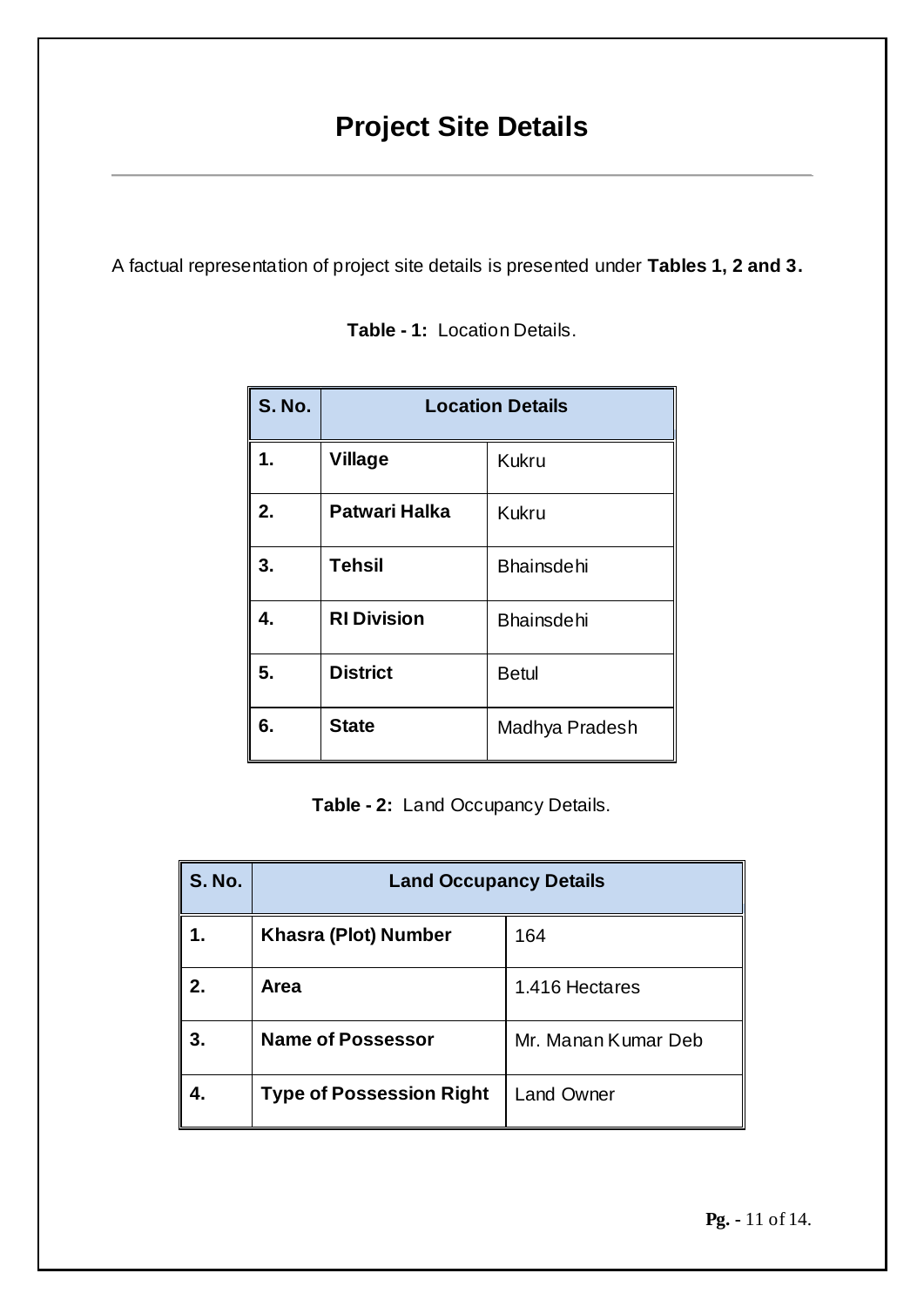# Project Site Details

A factual representation of project site details is presented under **Tables 1, 2 and 3.**

**Table - 1:** Location Details.

| S. No. | Location Details | |
|---|---|---|
| 1. | **Village** | Kukru |
| 2. | **Patwari Halka** | Kukru |
| 3. | **Tehsil** | Bhainsdehi |
| 4. | **RI Division** | Bhainsdehi |
| 5. | **District** | Betul |
| 6. | **State** | Madhya Pradesh |

**Table - 2:** Land Occupancy Details.

| S. No. | Land Occupancy Details | |
|---|---|---|
| 1. | **Khasra (Plot) Number** | 164 |
| 2. | **Area** | 1.416 Hectares |
| 3. | **Name of Possessor** | Mr. Manan Kumar Deb |
| 4. | **Type of Possession Right** | Land Owner |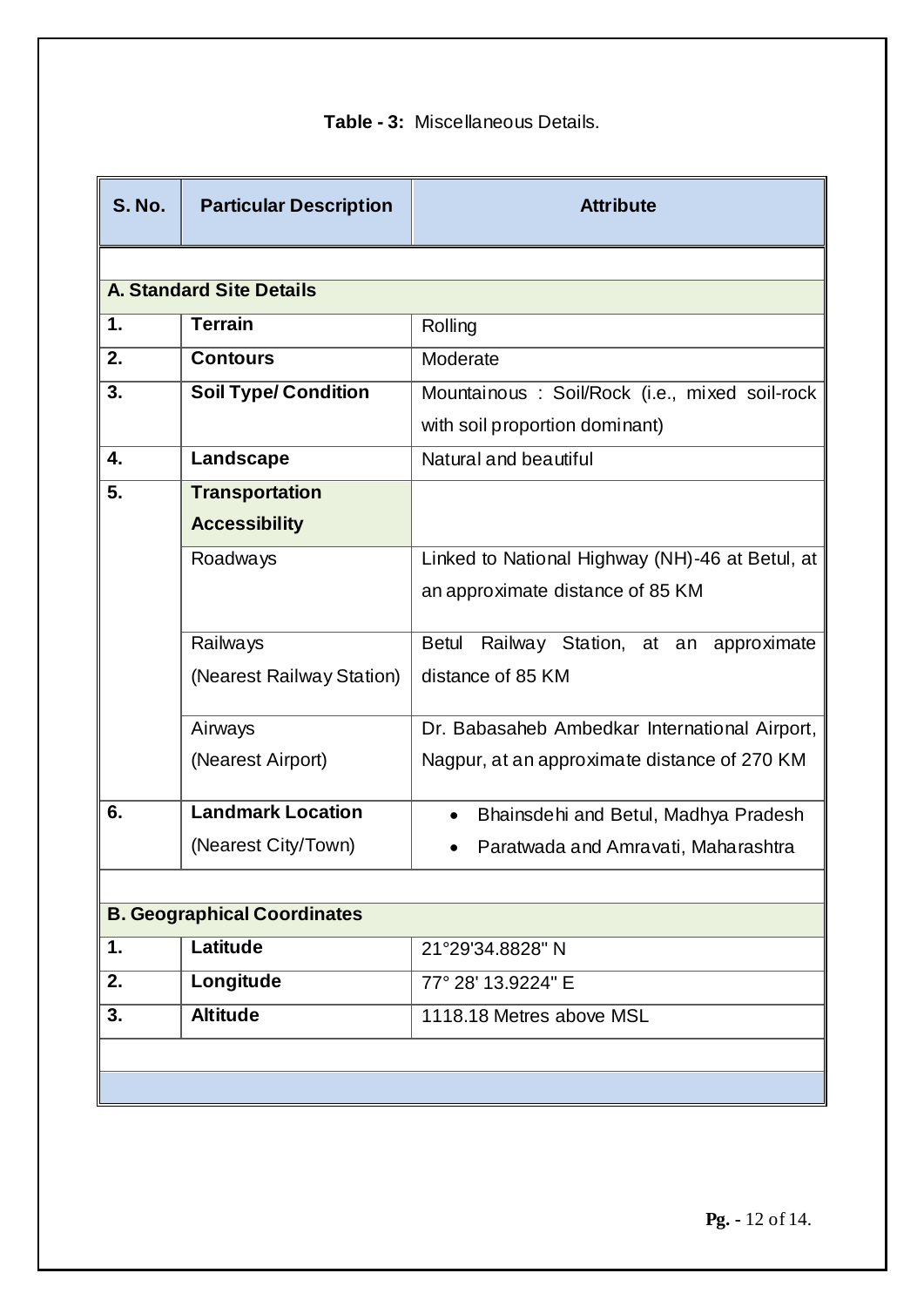**Table - 3:** Miscellaneous Details.

| S. No. | Particular Description | Attribute |
|---|---|---|
| **A. Standard Site Details** | | |
| 1. | **Terrain** | Rolling |
| 2. | **Contours** | Moderate |
| 3. | **Soil Type/ Condition** | Mountainous : Soil/Rock (i.e., mixed soil-rock with soil proportion dominant) |
| 4. | **Landscape** | Natural and beautiful |
| 5. | **Transportation Accessibility** | |
| | Roadways | Linked to National Highway (NH)-46 at Betul, at an approximate distance of 85 KM |
| | Railways (Nearest Railway Station) | Betul Railway Station, at an approximate distance of 85 KM |
| | Airways (Nearest Airport) | Dr. Babasaheb Ambedkar International Airport, Nagpur, at an approximate distance of 270 KM |
| 6. | **Landmark Location** (Nearest City/Town) | • Bhainsdehi and Betul, Madhya Pradesh<br>• Paratwada and Amravati, Maharashtra |
| **B. Geographical Coordinates** | | |
| 1. | **Latitude** | 21°29'34.8828" N |
| 2. | **Longitude** | 77° 28' 13.9224" E |
| 3. | **Altitude** | 1118.18 Metres above MSL |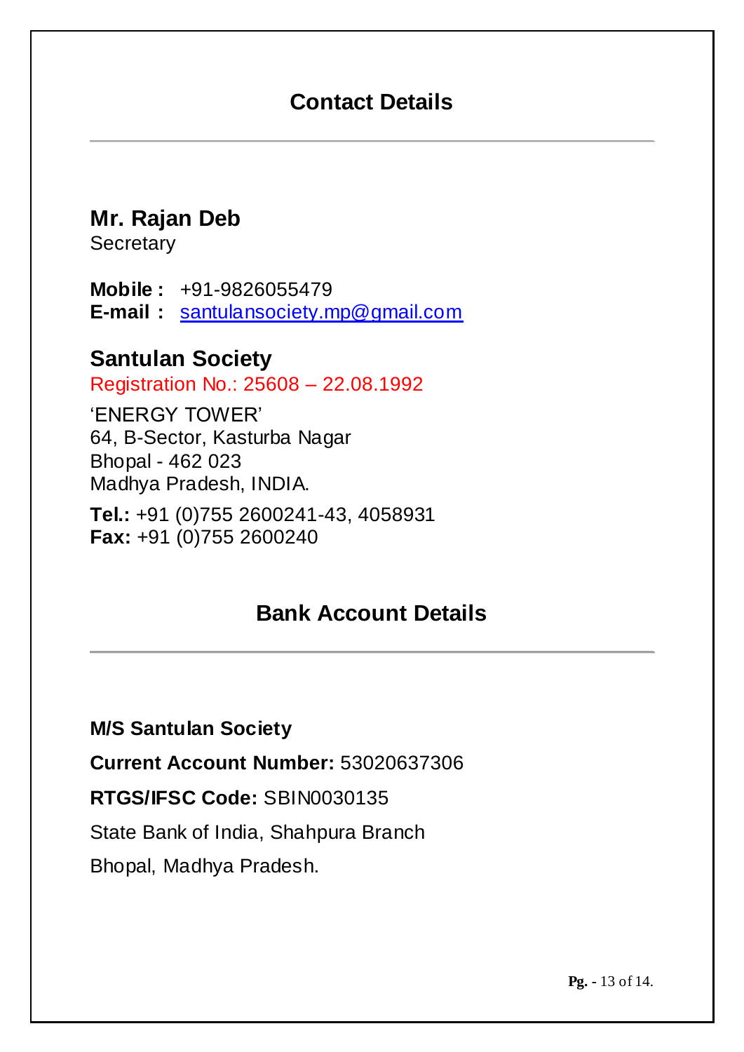## Contact Details

---

### Mr. Rajan Deb

Secretary

**Mobile :** +91-9826055479
**E-mail :** santulansociety.mp@gmail.com

### Santulan Society

Registration No.: 25608 – 22.08.1992

'ENERGY TOWER'
64, B-Sector, Kasturba Nagar
Bhopal - 462 023
Madhya Pradesh, INDIA.

**Tel.:** +91 (0)755 2600241-43, 4058931
**Fax:** +91 (0)755 2600240

## Bank Account Details

---

**M/S Santulan Society**

**Current Account Number:** 53020637306

**RTGS/IFSC Code:** SBIN0030135

State Bank of India, Shahpura Branch

Bhopal, Madhya Pradesh.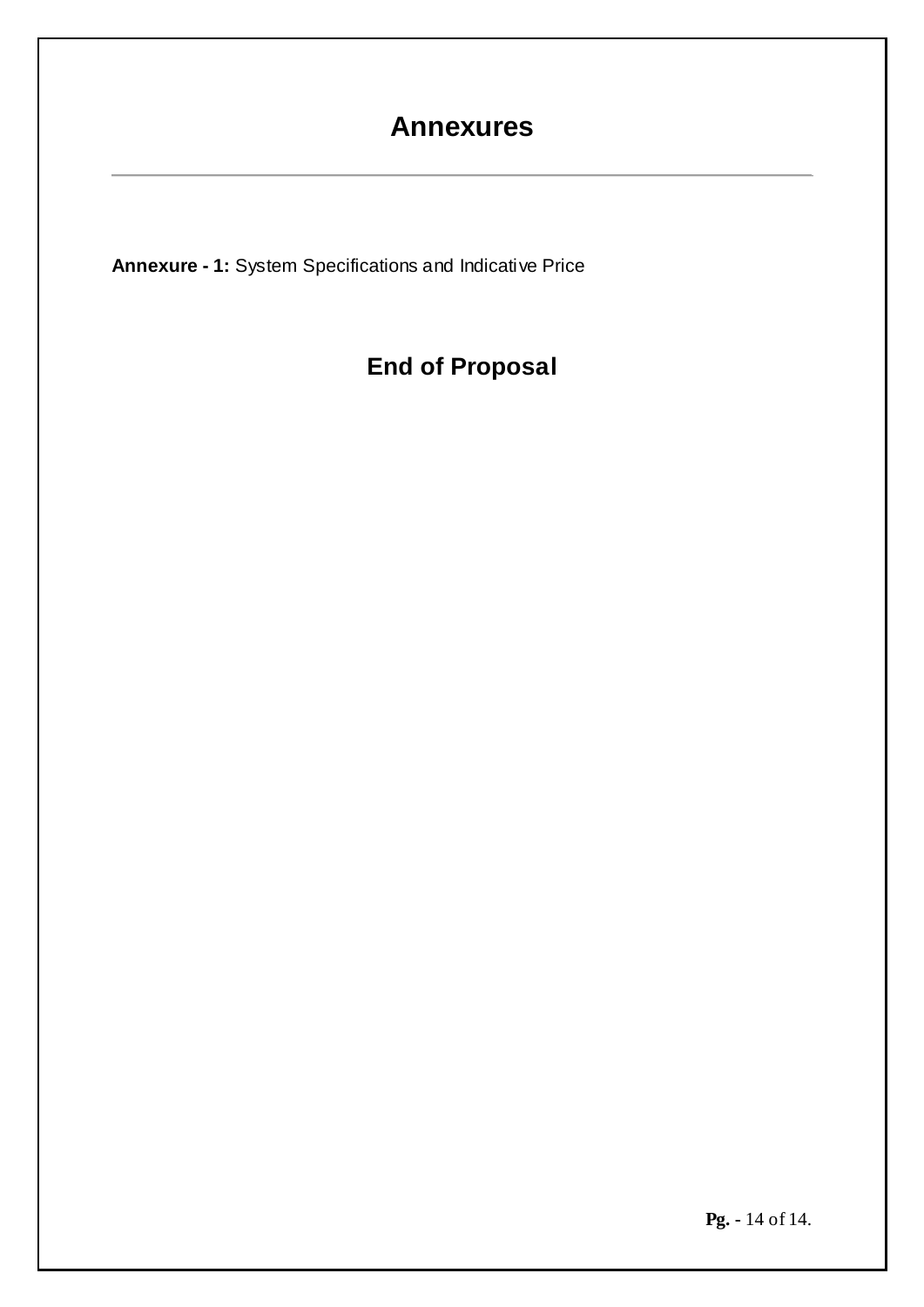# Annexures

---

**Annexure - 1:** System Specifications and Indicative Price

## End of Proposal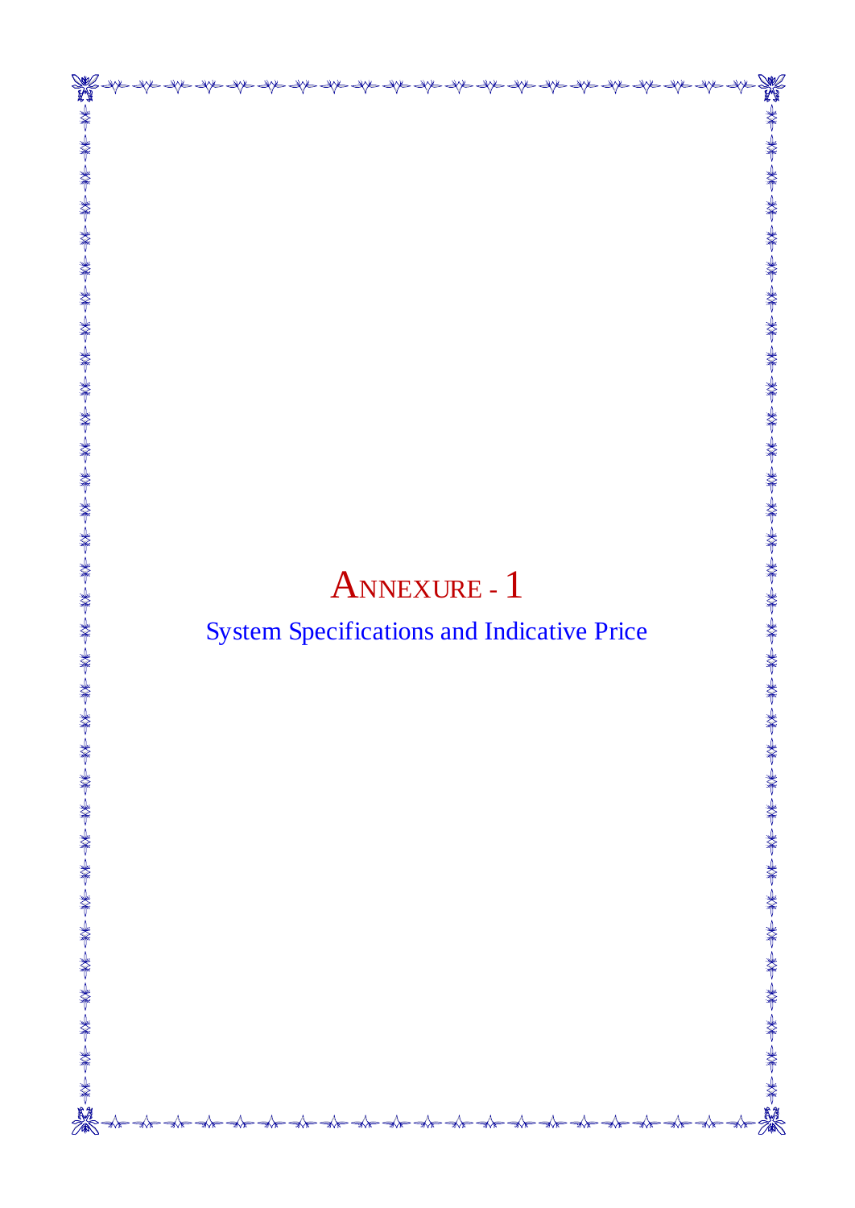# Annexure - 1

## System Specifications and Indicative Price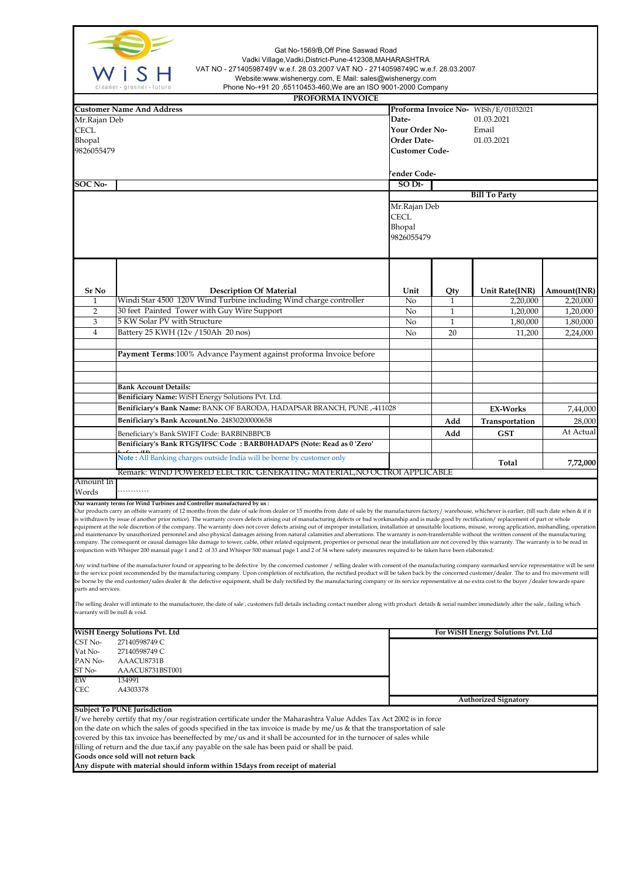WiSH
cleaner - greener - future

Gat No-1569/B,Off Pine Saswad Road
Vadki Village,Vadki,District-Pune-412308,MAHARASHTRA
VAT NO - 27140598749V w.e.f. 28.03.2007 VAT NO - 27140598749C w.e.f. 28.03.2007
Website:www.wishenergy.com, E Mail: sales@wishenergy.com
Phone No-+91 20 ,65110453-460,We are an ISO 9001-2000 Company

## PROFORMA INVOICE

| | |
|---|---|
| **Customer Name And Address** | **Proforma Invoice No-** WISh/E/01032021 |
| Mr.Rajan Deb | **Date-** 01.03.2021 |
| CECL | **Your Order No-** Email |
| Bhopal | **Order Date-** 01.03.2021 |
| 9826055479 | **Customer Code-** |
| | **Vender Code-** |
| **SOC No-** | **SO Dt-** |
| | **Bill To Party** |
| | Mr.Rajan Deb<br>CECL<br>Bhopal<br>9826055479 |

| Sr No | Description Of Material | Unit | Qty | Unit Rate(INR) | Amount(INR) |
|---|---|---|---|---|---|
| 1 | Windi Star 4500 120V Wind Turbine including Wind charge controller | No | 1 | 2,20,000 | 2,20,000 |
| 2 | 30 feet Painted Tower with Guy Wire Support | No | 1 | 1,20,000 | 1,20,000 |
| 3 | 5 KW Solar PV with Structure | No | 1 | 1,80,000 | 1,80,000 |
| 4 | Battery 25 KWH (12v /150Ah 20 nos) | No | 20 | 11,200 | 2,24,000 |
| | **Payment Terms**:100% Advance Payment against proforma Invoice before | | | | |
| | **Bank Account Details:** | | | | |
| | **Benificiary Name:** WiSH Energy Solutions Pvt. Ltd. | | | | |
| | **Benificiary's Bank Name:** BANK OF BARODA, HADAPSAR BRANCH, PUNE ,-411028 | | | **EX-Works** | 7,44,000 |
| | **Benificiary's Bank Account.No**. 24830200000658 | | Add | **Transportation** | 28,000 |
| | Beneficiary's Bank SWIFT Code: BARBINBBPCB | | Add | **GST** | At Actual |
| | **Benificiary's Bank RTGS/IFSC Code : BARB0HADAPS (Note: Read as 0 'Zero' before 'H')** | | | | |
| | **Note :** All Banking charges outside India will be borne by customer only | | | **Total** | **7,72,000** |

Remark: WIND POWERED ELECTRIC GENERATING MATERIAL,NO OCTROI APPLICABLE

Amount In Words: ````````````

**Our warranty terms for Wind Turbines and Controller manufactured by us :**

Our products carry an offsite warranty of 12 months from the date of sale from dealer or 15 months from date of sale by the manufacturers factory/ warehouse, whichever is earlier, (till such date when & if it is withdrawn by issue of another prior notice). The warranty covers defects arising out of manufacturing defects or bad workmanship and is made good by rectification/ replacement of part or whole equipment at the sole discretion of the company. The warranty does not cover defects arising out of improper installation, installation at unsuitable locations, misuse, wrong application, mishandling, operation and maintenance by unauthorized personnel and also physical damages arising from natural calamities and aberrations. The warranty is non-transferrable without the written consent of the manufacturing company. The consequent or causal damages like damage to tower, cable, other related equipment, properties or personal near the installation are not covered by this warranty. The warranty is to be read in conjunction with Whisper 200 manual page 1 and 2 of 33 and Whisper 500 manual page 1 and 2 of 34 where safety measures required to be taken have been elaborated.

Any wind turbine of the manufacturer found or appearing to be defective by the concerned customer / selling dealer with consent of the manufacturing company earmarked service representative will be sent to the service point recommended by the manufacturing company. Upon completion of rectification, the rectified product will be taken back by the concerned customer/dealer. The to and fro movement will be borne by the end customer/sales dealer & the defective equipment, shall be duly rectified by the manufacturing company or its service representative at no extra cost to the buyer /dealer towards spare parts and services.

The selling dealer will intimate to the manufacturer, the date of sale , customers full details including contact number along with product details & serial number immediately after the sale., failing which warranty will be null & void.

| **WiSH Energy Solutions Pvt. Ltd** | | **For WiSH Energy Solutions Pvt. Ltd** |
|---|---|---|
| CST No- | 27140598749 C | |
| Vat No- | 27140598749 C | |
| PAN No- | AAACU8731B | |
| ST No- | AAACU8731BST001 | |
| EW | 134991 | |
| CEC | A4303378 | |
| | | **Authorized Signatory** |

**Subject To PUNE Jurisdiction**

I/we hereby certify that my/our registration certificate under the Maharashtra Value Addes Tax Act 2002 is in force on the date on which the sales of goods specified in the tax invoice is made by me/us & that the transportation of sale covered by this tax invoice has beeneffected by me/us and it shall be accounted for in the turnocer of sales while filling of return and the due tax,if any payable on the sale has been paid or shall be paid.

**Goods once sold will not return back**

**Any dispute with material should inform within 15days from receipt of material**